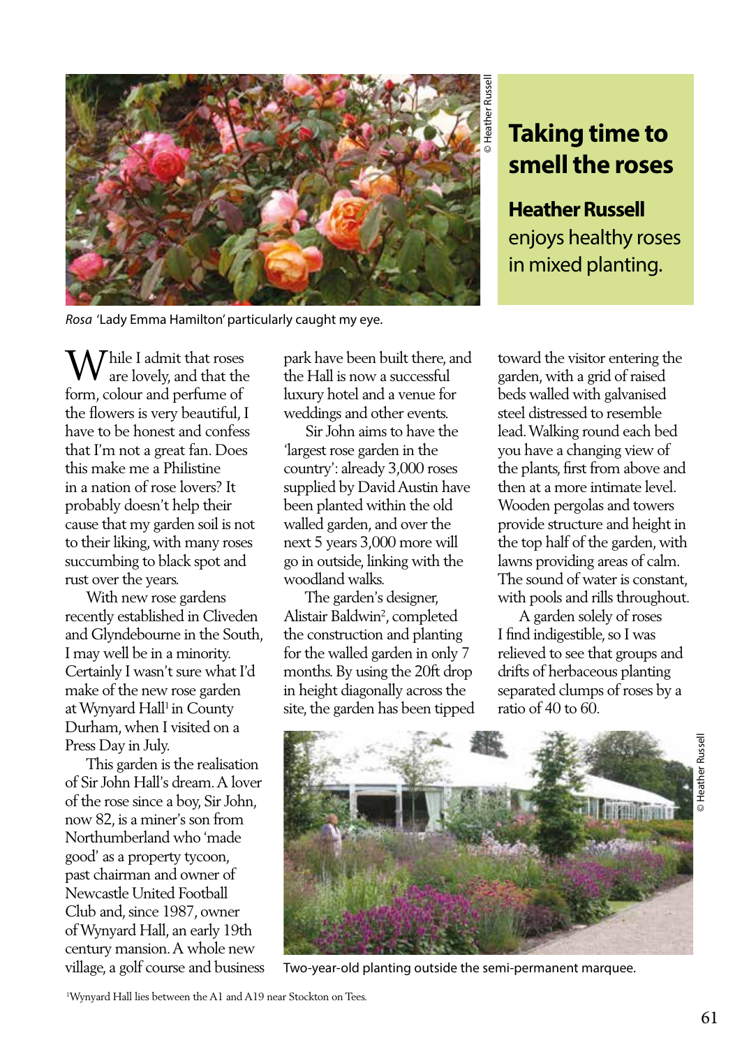# Taking time to smell the roses

**Heather Russell** enjoys healthy roses in mixed planting.

*Rosa* 'Lady Emma Hamilton' particularly caught my eye.

While I admit that roses are lovely, and that the form, colour and perfume of the flowers is very beautiful, I have to be honest and confess that I'm not a great fan. Does this make me a Philistine in a nation of rose lovers? It probably doesn't help their cause that my garden soil is not to their liking, with many roses succumbing to black spot and rust over the years.

With new rose gardens recently established in Cliveden and Glyndebourne in the South, I may well be in a minority. Certainly I wasn't sure what I'd make of the new rose garden at Wynyard Hall[1] in County Durham, when I visited on a Press Day in July.

This garden is the realisation of Sir John Hall's dream. A lover of the rose since a boy, Sir John, now 82, is a miner's son from Northumberland who 'made good' as a property tycoon, past chairman and owner of Newcastle United Football Club and, since 1987, owner of Wynyard Hall, an early 19th century mansion. A whole new village, a golf course and business park have been built there, and the Hall is now a successful luxury hotel and a venue for weddings and other events.

Sir John aims to have the 'largest rose garden in the country': already 3,000 roses supplied by David Austin have been planted within the old walled garden, and over the next 5 years 3,000 more will go in outside, linking with the woodland walks.

The garden's designer, Alistair Baldwin[2], completed the construction and planting for the walled garden in only 7 months. By using the 20ft drop in height diagonally across the site, the garden has been tipped toward the visitor entering the garden, with a grid of raised beds walled with galvanised steel distressed to resemble lead. Walking round each bed you have a changing view of the plants, first from above and then at a more intimate level. Wooden pergolas and towers provide structure and height in the top half of the garden, with lawns providing areas of calm. The sound of water is constant, with pools and rills throughout.

A garden solely of roses I find indigestible, so I was relieved to see that groups and drifts of herbaceous planting separated clumps of roses by a ratio of 40 to 60.

Two-year-old planting outside the semi-permanent marquee.

[1]Wynyard Hall lies between the A1 and A19 near Stockton on Tees.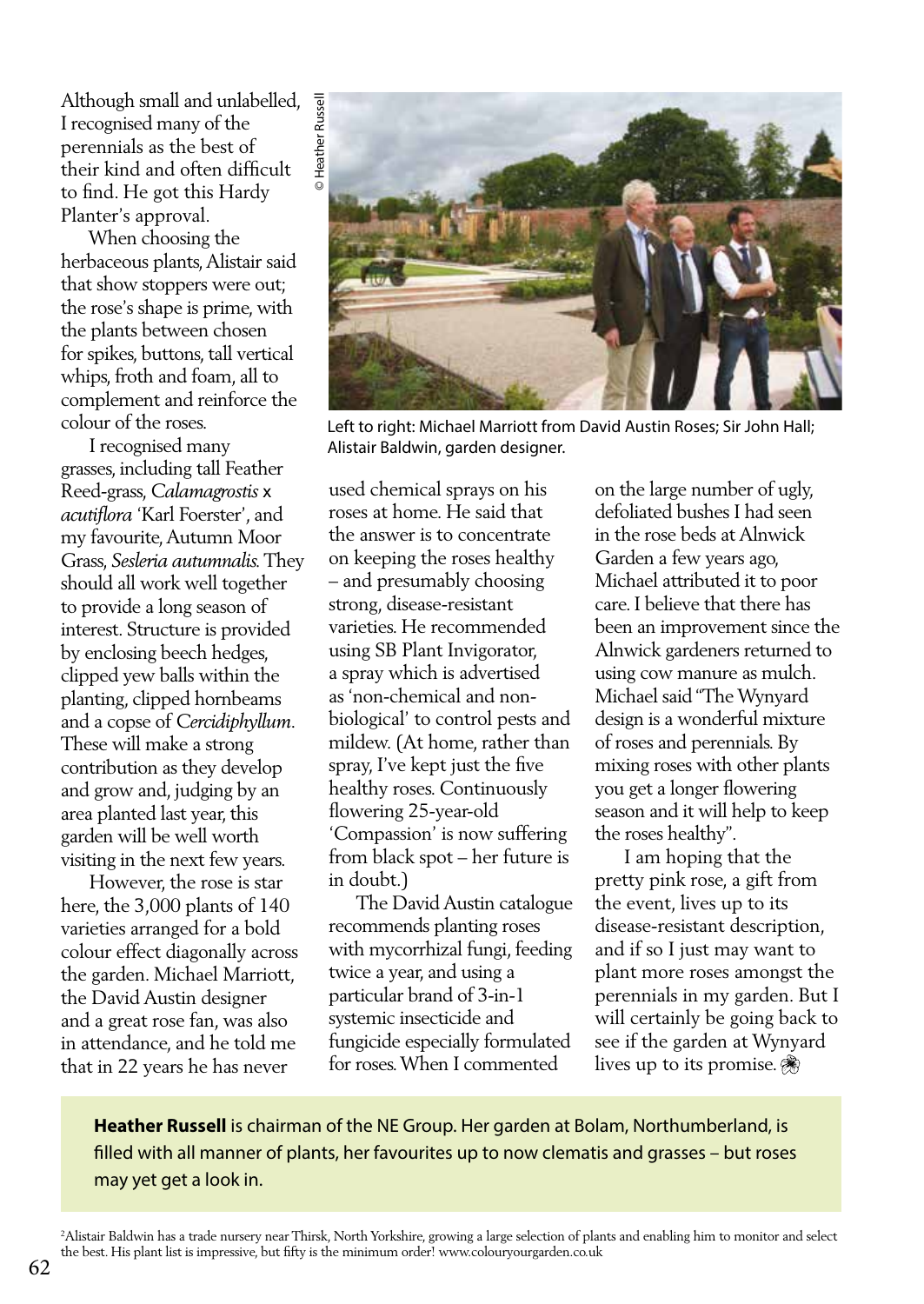Although small and unlabelled, I recognised many of the perennials as the best of their kind and often difficult to find. He got this Hardy Planter's approval.

When choosing the herbaceous plants, Alistair said that show stoppers were out; the rose's shape is prime, with the plants between chosen for spikes, buttons, tall vertical whips, froth and foam, all to complement and reinforce the colour of the roses.

I recognised many grasses, including tall Feather Reed-grass, *Calamagrostis* x *acutiflora* 'Karl Foerster', and my favourite, Autumn Moor Grass, *Sesleria autumnalis.* They should all work well together to provide a long season of interest. Structure is provided by enclosing beech hedges, clipped yew balls within the planting, clipped hornbeams and a copse of *Cercidiphyllum*. These will make a strong contribution as they develop and grow and, judging by an area planted last year, this garden will be well worth visiting in the next few years.

However, the rose is star here, the 3,000 plants of 140 varieties arranged for a bold colour effect diagonally across the garden. Michael Marriott, the David Austin designer and a great rose fan, was also in attendance, and he told me that in 22 years he has never used chemical sprays on his roses at home. He said that the answer is to concentrate on keeping the roses healthy – and presumably choosing strong, disease-resistant varieties. He recommended using SB Plant Invigorator, a spray which is advertised as 'non-chemical and non-biological' to control pests and mildew. (At home, rather than spray, I've kept just the five healthy roses. Continuously flowering 25-year-old 'Compassion' is now suffering from black spot – her future is in doubt.)

© Heather Russell

Left to right: Michael Marriott from David Austin Roses; Sir John Hall; Alistair Baldwin, garden designer.

The David Austin catalogue recommends planting roses with mycorrhizal fungi, feeding twice a year, and using a particular brand of 3-in-1 systemic insecticide and fungicide especially formulated for roses. When I commented on the large number of ugly, defoliated bushes I had seen in the rose beds at Alnwick Garden a few years ago, Michael attributed it to poor care. I believe that there has been an improvement since the Alnwick gardeners returned to using cow manure as mulch. Michael said "The Wynyard design is a wonderful mixture of roses and perennials. By mixing roses with other plants you get a longer flowering season and it will help to keep the roses healthy".

I am hoping that the pretty pink rose, a gift from the event, lives up to its disease-resistant description, and if so I just may want to plant more roses amongst the perennials in my garden. But I will certainly be going back to see if the garden at Wynyard lives up to its promise.

**Heather Russell** is chairman of the NE Group. Her garden at Bolam, Northumberland, is filled with all manner of plants, her favourites up to now clematis and grasses – but roses may yet get a look in.

[2]Alistair Baldwin has a trade nursery near Thirsk, North Yorkshire, growing a large selection of plants and enabling him to monitor and select the best. His plant list is impressive, but fifty is the minimum order! www.colouryourgarden.co.uk